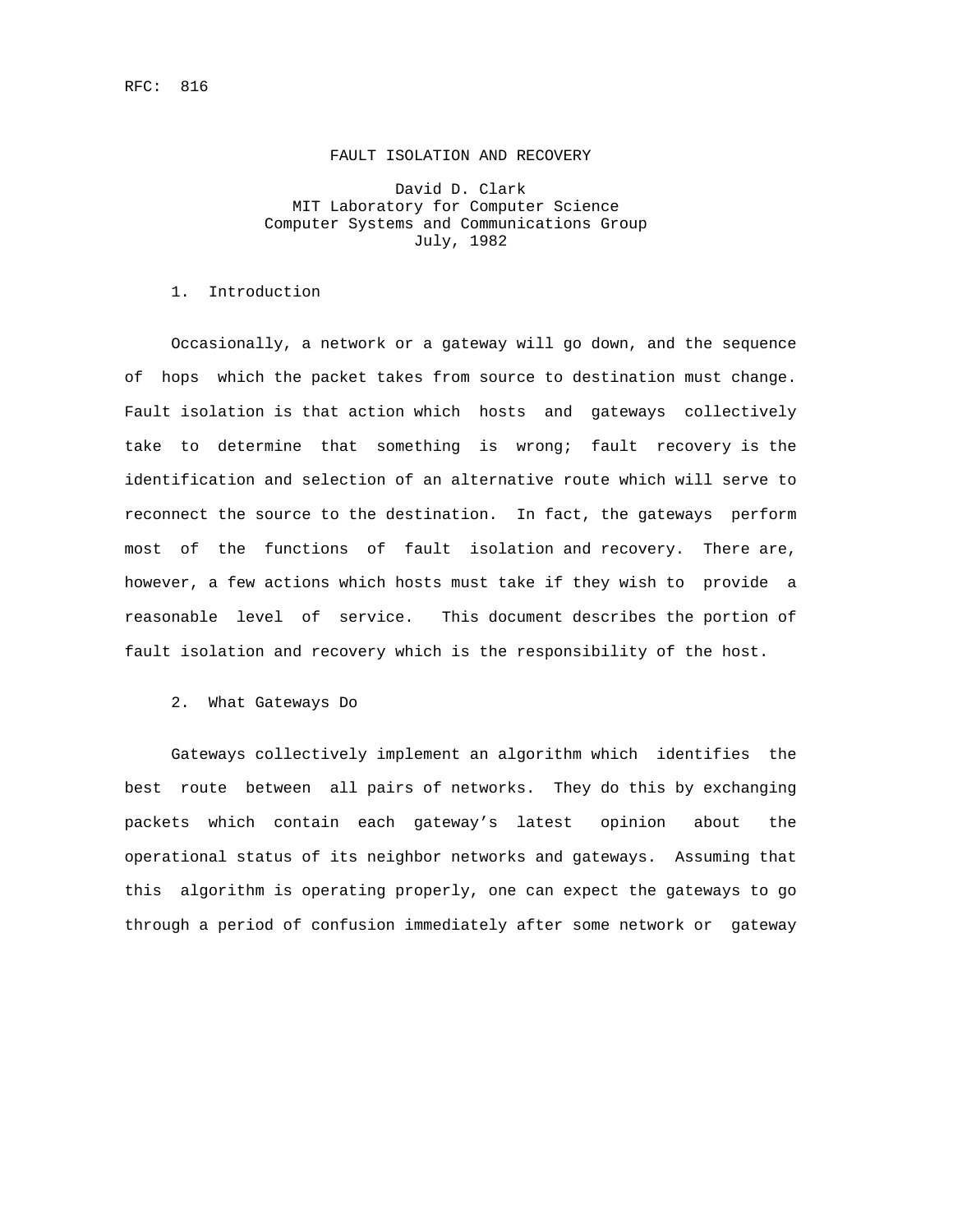RFC: 816

# FAULT ISOLATION AND RECOVERY

David D. Clark
MIT Laboratory for Computer Science
Computer Systems and Communications Group
July, 1982

## 1. Introduction

Occasionally, a network or a gateway will go down, and the sequence of hops which the packet takes from source to destination must change. Fault isolation is that action which hosts and gateways collectively take to determine that something is wrong; fault recovery is the identification and selection of an alternative route which will serve to reconnect the source to the destination. In fact, the gateways perform most of the functions of fault isolation and recovery. There are, however, a few actions which hosts must take if they wish to provide a reasonable level of service. This document describes the portion of fault isolation and recovery which is the responsibility of the host.

## 2. What Gateways Do

Gateways collectively implement an algorithm which identifies the best route between all pairs of networks. They do this by exchanging packets which contain each gateway's latest opinion about the operational status of its neighbor networks and gateways. Assuming that this algorithm is operating properly, one can expect the gateways to go through a period of confusion immediately after some network or gateway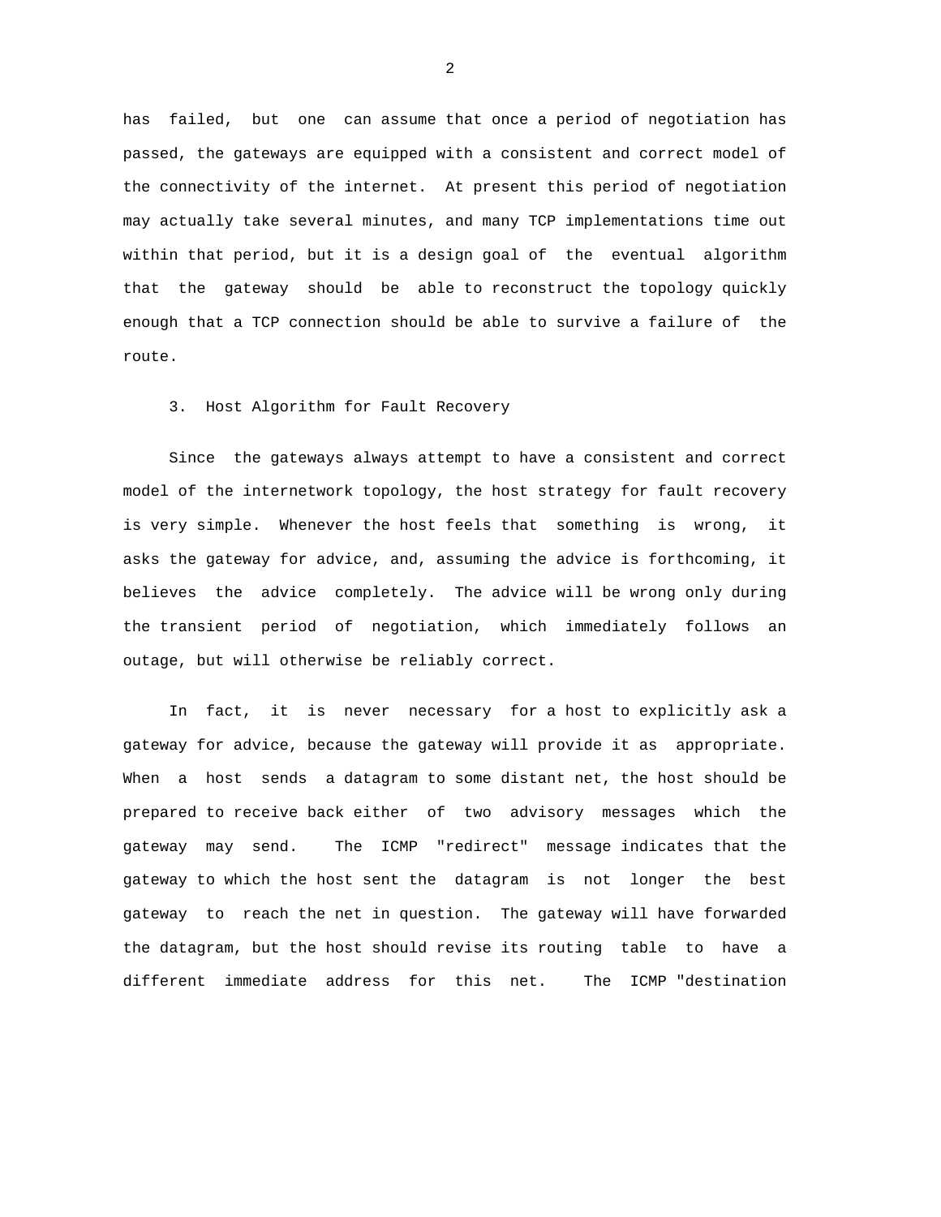has failed, but one can assume that once a period of negotiation has passed, the gateways are equipped with a consistent and correct model of the connectivity of the internet. At present this period of negotiation may actually take several minutes, and many TCP implementations time out within that period, but it is a design goal of the eventual algorithm that the gateway should be able to reconstruct the topology quickly enough that a TCP connection should be able to survive a failure of the route.

## 3. Host Algorithm for Fault Recovery

Since the gateways always attempt to have a consistent and correct model of the internetwork topology, the host strategy for fault recovery is very simple. Whenever the host feels that something is wrong, it asks the gateway for advice, and, assuming the advice is forthcoming, it believes the advice completely. The advice will be wrong only during the transient period of negotiation, which immediately follows an outage, but will otherwise be reliably correct.

In fact, it is never necessary for a host to explicitly ask a gateway for advice, because the gateway will provide it as appropriate. When a host sends a datagram to some distant net, the host should be prepared to receive back either of two advisory messages which the gateway may send. The ICMP "redirect" message indicates that the gateway to which the host sent the datagram is not longer the best gateway to reach the net in question. The gateway will have forwarded the datagram, but the host should revise its routing table to have a different immediate address for this net. The ICMP "destination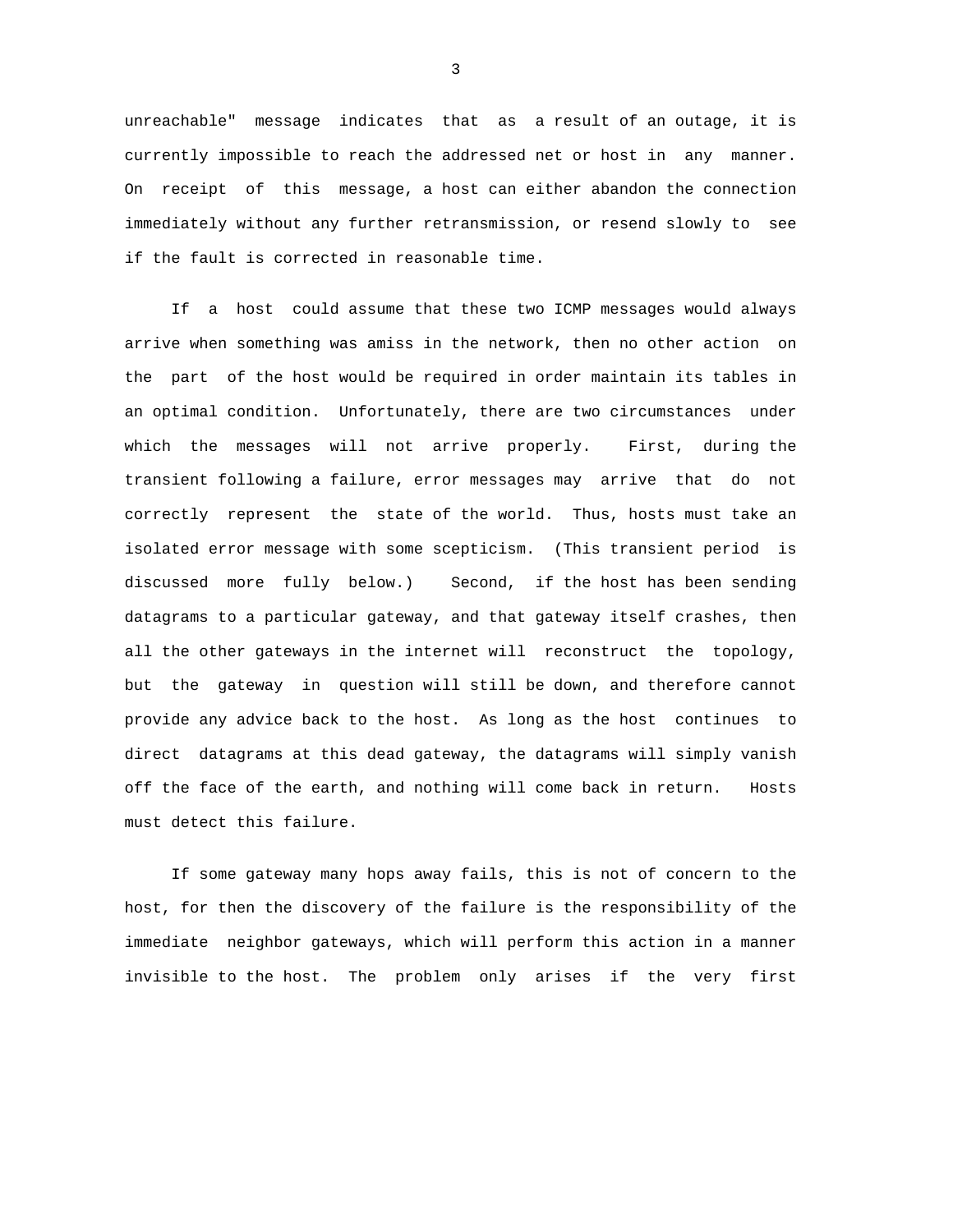unreachable" message indicates that as a result of an outage, it is currently impossible to reach the addressed net or host in any manner. On receipt of this message, a host can either abandon the connection immediately without any further retransmission, or resend slowly to see if the fault is corrected in reasonable time.

If a host could assume that these two ICMP messages would always arrive when something was amiss in the network, then no other action on the part of the host would be required in order maintain its tables in an optimal condition. Unfortunately, there are two circumstances under which the messages will not arrive properly. First, during the transient following a failure, error messages may arrive that do not correctly represent the state of the world. Thus, hosts must take an isolated error message with some scepticism. (This transient period is discussed more fully below.) Second, if the host has been sending datagrams to a particular gateway, and that gateway itself crashes, then all the other gateways in the internet will reconstruct the topology, but the gateway in question will still be down, and therefore cannot provide any advice back to the host. As long as the host continues to direct datagrams at this dead gateway, the datagrams will simply vanish off the face of the earth, and nothing will come back in return. Hosts must detect this failure.

If some gateway many hops away fails, this is not of concern to the host, for then the discovery of the failure is the responsibility of the immediate neighbor gateways, which will perform this action in a manner invisible to the host. The problem only arises if the very first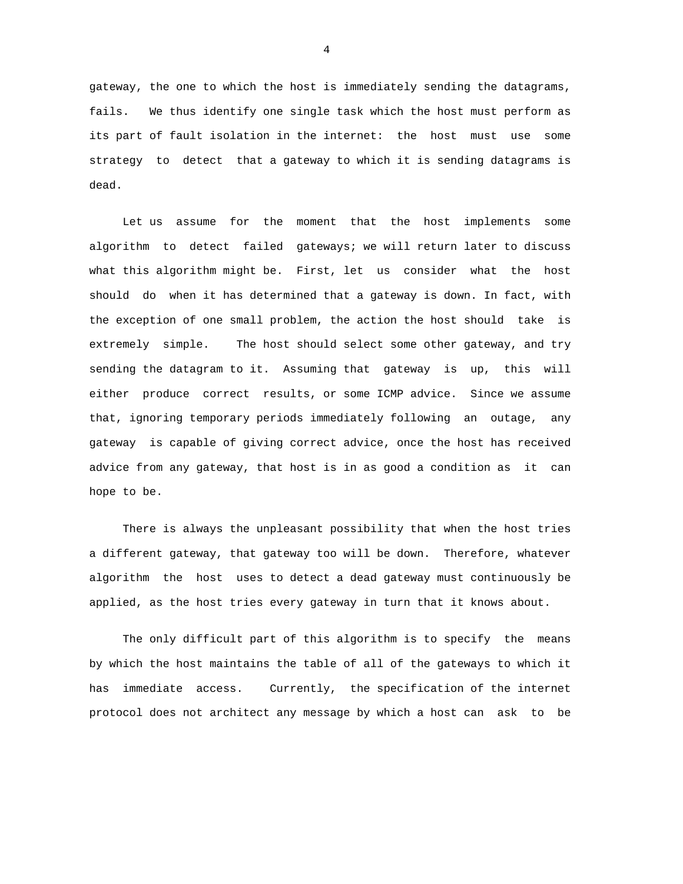gateway, the one to which the host is immediately sending the datagrams, fails. We thus identify one single task which the host must perform as its part of fault isolation in the internet: the host must use some strategy to detect that a gateway to which it is sending datagrams is dead.

Let us assume for the moment that the host implements some algorithm to detect failed gateways; we will return later to discuss what this algorithm might be. First, let us consider what the host should do when it has determined that a gateway is down. In fact, with the exception of one small problem, the action the host should take is extremely simple. The host should select some other gateway, and try sending the datagram to it. Assuming that gateway is up, this will either produce correct results, or some ICMP advice. Since we assume that, ignoring temporary periods immediately following an outage, any gateway is capable of giving correct advice, once the host has received advice from any gateway, that host is in as good a condition as it can hope to be.

There is always the unpleasant possibility that when the host tries a different gateway, that gateway too will be down. Therefore, whatever algorithm the host uses to detect a dead gateway must continuously be applied, as the host tries every gateway in turn that it knows about.

The only difficult part of this algorithm is to specify the means by which the host maintains the table of all of the gateways to which it has immediate access. Currently, the specification of the internet protocol does not architect any message by which a host can ask to be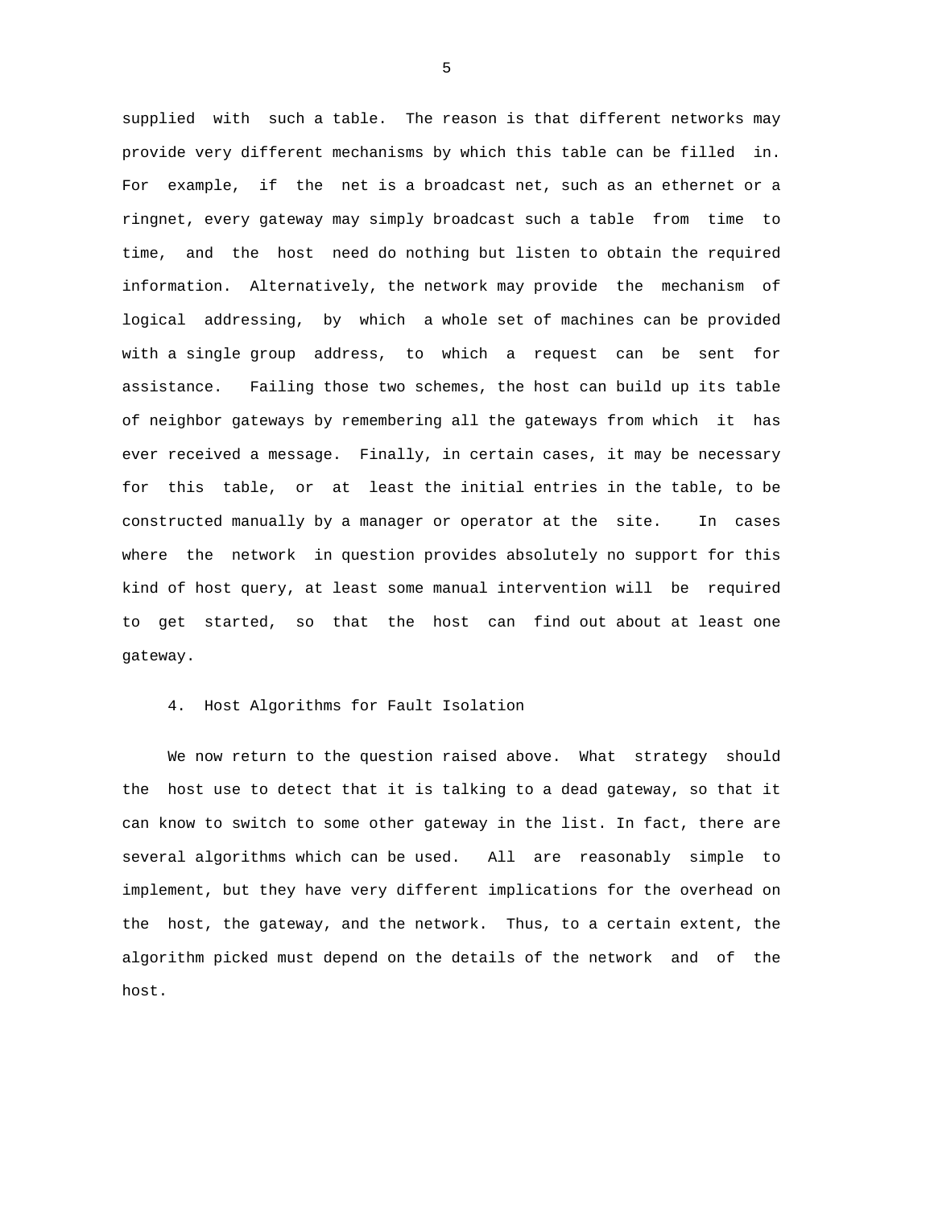supplied with such a table. The reason is that different networks may provide very different mechanisms by which this table can be filled in. For example, if the net is a broadcast net, such as an ethernet or a ringnet, every gateway may simply broadcast such a table from time to time, and the host need do nothing but listen to obtain the required information. Alternatively, the network may provide the mechanism of logical addressing, by which a whole set of machines can be provided with a single group address, to which a request can be sent for assistance. Failing those two schemes, the host can build up its table of neighbor gateways by remembering all the gateways from which it has ever received a message. Finally, in certain cases, it may be necessary for this table, or at least the initial entries in the table, to be constructed manually by a manager or operator at the site. In cases where the network in question provides absolutely no support for this kind of host query, at least some manual intervention will be required to get started, so that the host can find out about at least one gateway.

## 4. Host Algorithms for Fault Isolation

We now return to the question raised above. What strategy should the host use to detect that it is talking to a dead gateway, so that it can know to switch to some other gateway in the list. In fact, there are several algorithms which can be used. All are reasonably simple to implement, but they have very different implications for the overhead on the host, the gateway, and the network. Thus, to a certain extent, the algorithm picked must depend on the details of the network and of the host.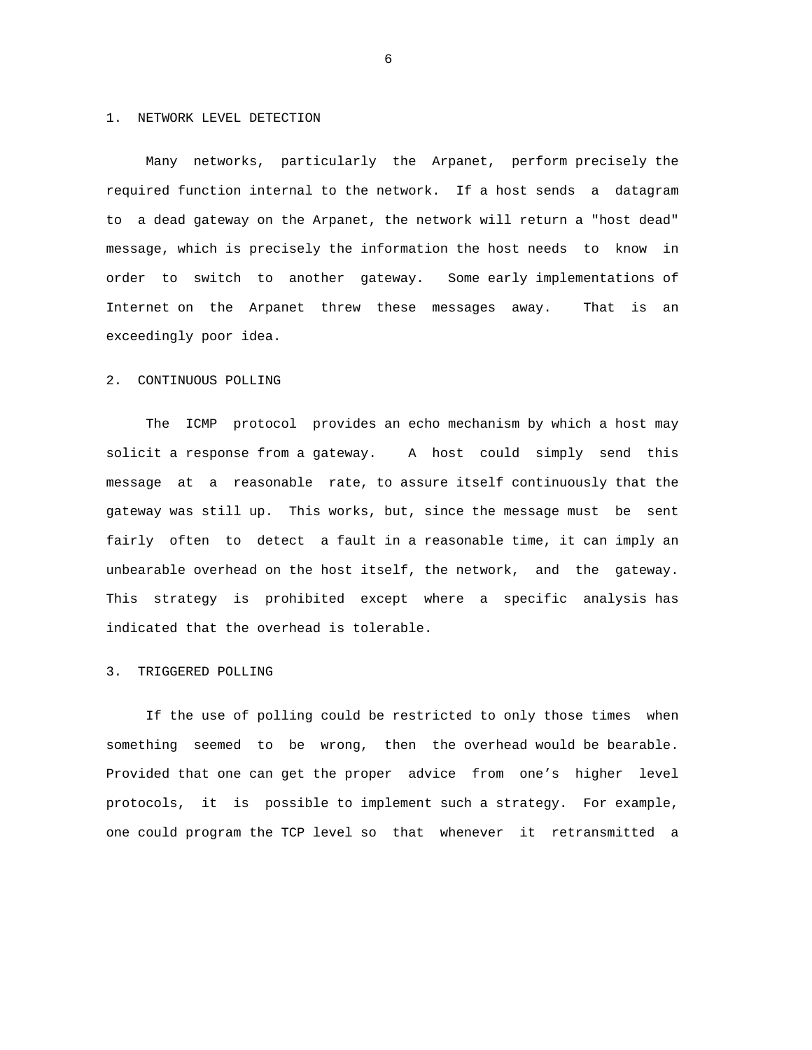## 1. NETWORK LEVEL DETECTION

Many networks, particularly the Arpanet, perform precisely the required function internal to the network. If a host sends a datagram to a dead gateway on the Arpanet, the network will return a "host dead" message, which is precisely the information the host needs to know in order to switch to another gateway. Some early implementations of Internet on the Arpanet threw these messages away. That is an exceedingly poor idea.

## 2. CONTINUOUS POLLING

The ICMP protocol provides an echo mechanism by which a host may solicit a response from a gateway. A host could simply send this message at a reasonable rate, to assure itself continuously that the gateway was still up. This works, but, since the message must be sent fairly often to detect a fault in a reasonable time, it can imply an unbearable overhead on the host itself, the network, and the gateway. This strategy is prohibited except where a specific analysis has indicated that the overhead is tolerable.

## 3. TRIGGERED POLLING

If the use of polling could be restricted to only those times when something seemed to be wrong, then the overhead would be bearable. Provided that one can get the proper advice from one's higher level protocols, it is possible to implement such a strategy. For example, one could program the TCP level so that whenever it retransmitted a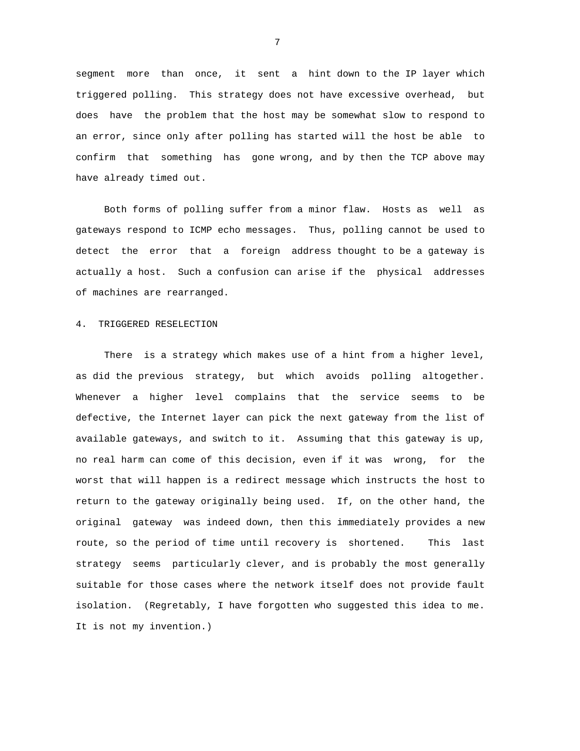segment more than once, it sent a hint down to the IP layer which triggered polling. This strategy does not have excessive overhead, but does have the problem that the host may be somewhat slow to respond to an error, since only after polling has started will the host be able to confirm that something has gone wrong, and by then the TCP above may have already timed out.

Both forms of polling suffer from a minor flaw. Hosts as well as gateways respond to ICMP echo messages. Thus, polling cannot be used to detect the error that a foreign address thought to be a gateway is actually a host. Such a confusion can arise if the physical addresses of machines are rearranged.

## 4. TRIGGERED RESELECTION

There is a strategy which makes use of a hint from a higher level, as did the previous strategy, but which avoids polling altogether. Whenever a higher level complains that the service seems to be defective, the Internet layer can pick the next gateway from the list of available gateways, and switch to it. Assuming that this gateway is up, no real harm can come of this decision, even if it was wrong, for the worst that will happen is a redirect message which instructs the host to return to the gateway originally being used. If, on the other hand, the original gateway was indeed down, then this immediately provides a new route, so the period of time until recovery is shortened. This last strategy seems particularly clever, and is probably the most generally suitable for those cases where the network itself does not provide fault isolation. (Regretably, I have forgotten who suggested this idea to me. It is not my invention.)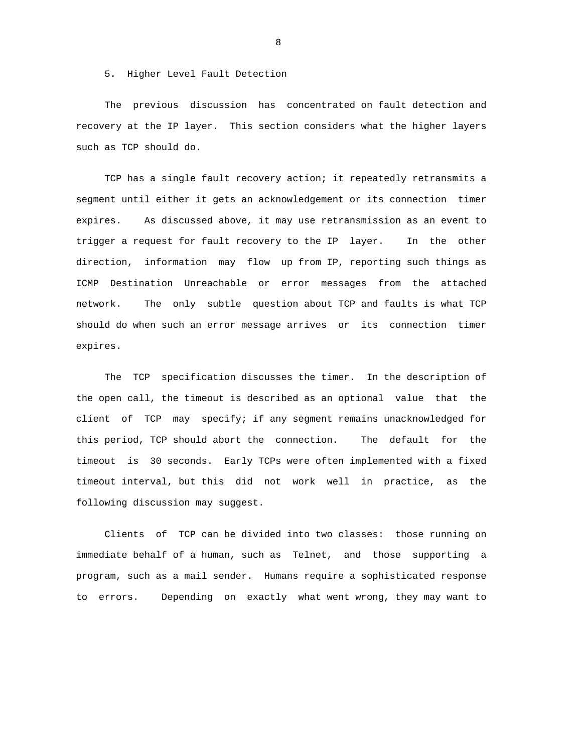## 5. Higher Level Fault Detection

The previous discussion has concentrated on fault detection and recovery at the IP layer. This section considers what the higher layers such as TCP should do.

TCP has a single fault recovery action; it repeatedly retransmits a segment until either it gets an acknowledgement or its connection timer expires. As discussed above, it may use retransmission as an event to trigger a request for fault recovery to the IP layer. In the other direction, information may flow up from IP, reporting such things as ICMP Destination Unreachable or error messages from the attached network. The only subtle question about TCP and faults is what TCP should do when such an error message arrives or its connection timer expires.

The TCP specification discusses the timer. In the description of the open call, the timeout is described as an optional value that the client of TCP may specify; if any segment remains unacknowledged for this period, TCP should abort the connection. The default for the timeout is 30 seconds. Early TCPs were often implemented with a fixed timeout interval, but this did not work well in practice, as the following discussion may suggest.

Clients of TCP can be divided into two classes: those running on immediate behalf of a human, such as Telnet, and those supporting a program, such as a mail sender. Humans require a sophisticated response to errors. Depending on exactly what went wrong, they may want to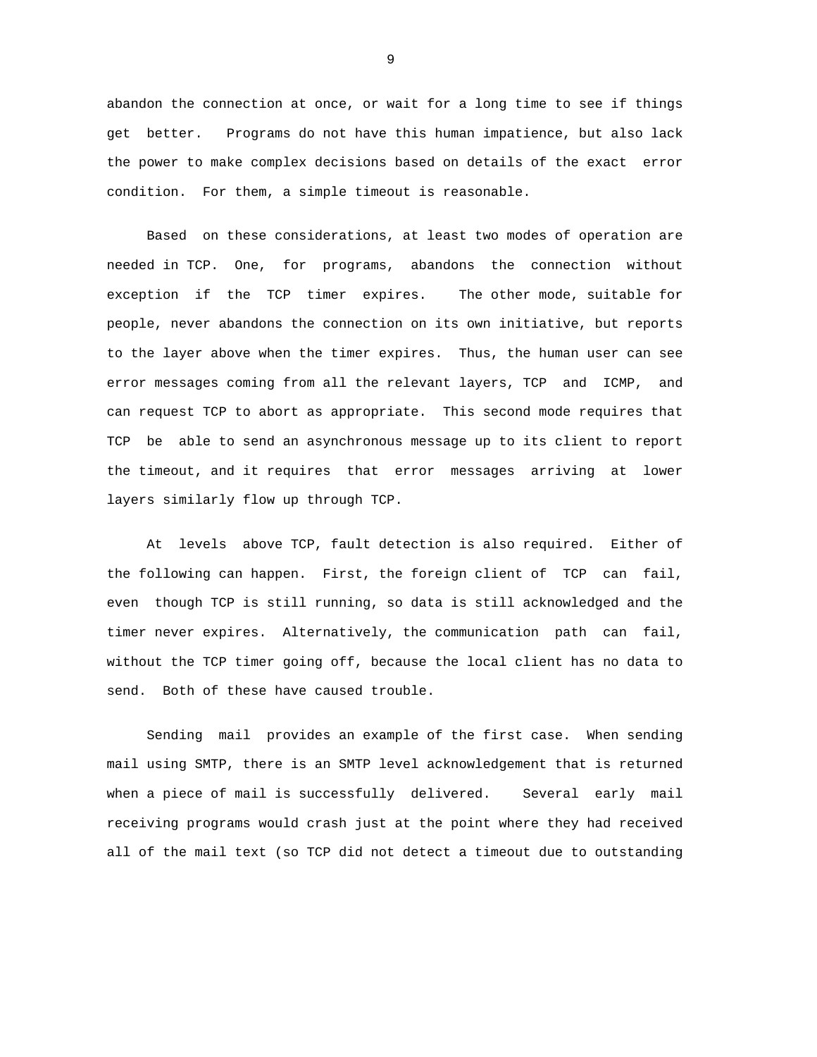abandon the connection at once, or wait for a long time to see if things get better. Programs do not have this human impatience, but also lack the power to make complex decisions based on details of the exact error condition. For them, a simple timeout is reasonable.

Based on these considerations, at least two modes of operation are needed in TCP. One, for programs, abandons the connection without exception if the TCP timer expires. The other mode, suitable for people, never abandons the connection on its own initiative, but reports to the layer above when the timer expires. Thus, the human user can see error messages coming from all the relevant layers, TCP and ICMP, and can request TCP to abort as appropriate. This second mode requires that TCP be able to send an asynchronous message up to its client to report the timeout, and it requires that error messages arriving at lower layers similarly flow up through TCP.

At levels above TCP, fault detection is also required. Either of the following can happen. First, the foreign client of TCP can fail, even though TCP is still running, so data is still acknowledged and the timer never expires. Alternatively, the communication path can fail, without the TCP timer going off, because the local client has no data to send. Both of these have caused trouble.

Sending mail provides an example of the first case. When sending mail using SMTP, there is an SMTP level acknowledgement that is returned when a piece of mail is successfully delivered. Several early mail receiving programs would crash just at the point where they had received all of the mail text (so TCP did not detect a timeout due to outstanding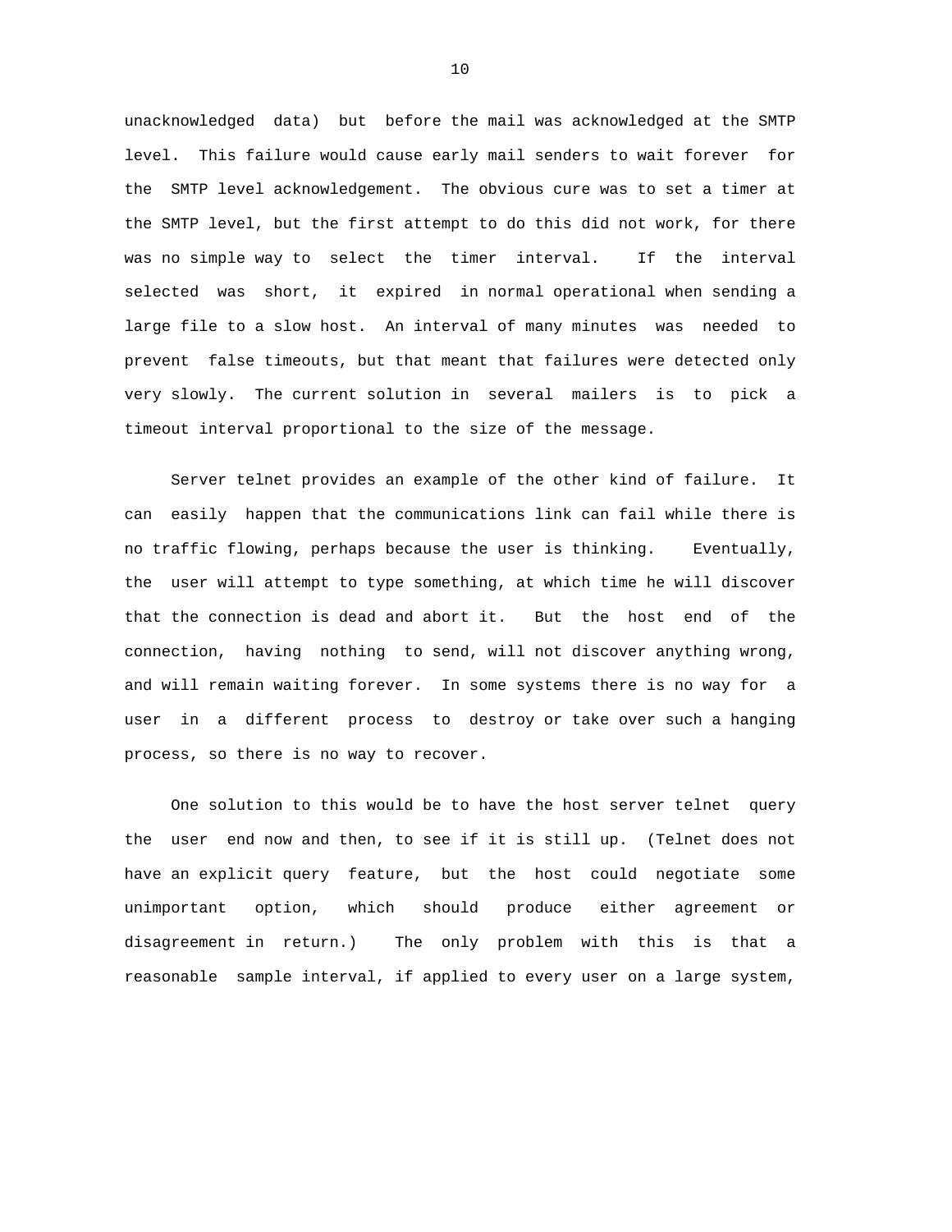unacknowledged data) but before the mail was acknowledged at the SMTP level. This failure would cause early mail senders to wait forever for the SMTP level acknowledgement. The obvious cure was to set a timer at the SMTP level, but the first attempt to do this did not work, for there was no simple way to select the timer interval. If the interval selected was short, it expired in normal operational when sending a large file to a slow host. An interval of many minutes was needed to prevent false timeouts, but that meant that failures were detected only very slowly. The current solution in several mailers is to pick a timeout interval proportional to the size of the message.

Server telnet provides an example of the other kind of failure. It can easily happen that the communications link can fail while there is no traffic flowing, perhaps because the user is thinking. Eventually, the user will attempt to type something, at which time he will discover that the connection is dead and abort it. But the host end of the connection, having nothing to send, will not discover anything wrong, and will remain waiting forever. In some systems there is no way for a user in a different process to destroy or take over such a hanging process, so there is no way to recover.

One solution to this would be to have the host server telnet query the user end now and then, to see if it is still up. (Telnet does not have an explicit query feature, but the host could negotiate some unimportant option, which should produce either agreement or disagreement in return.) The only problem with this is that a reasonable sample interval, if applied to every user on a large system,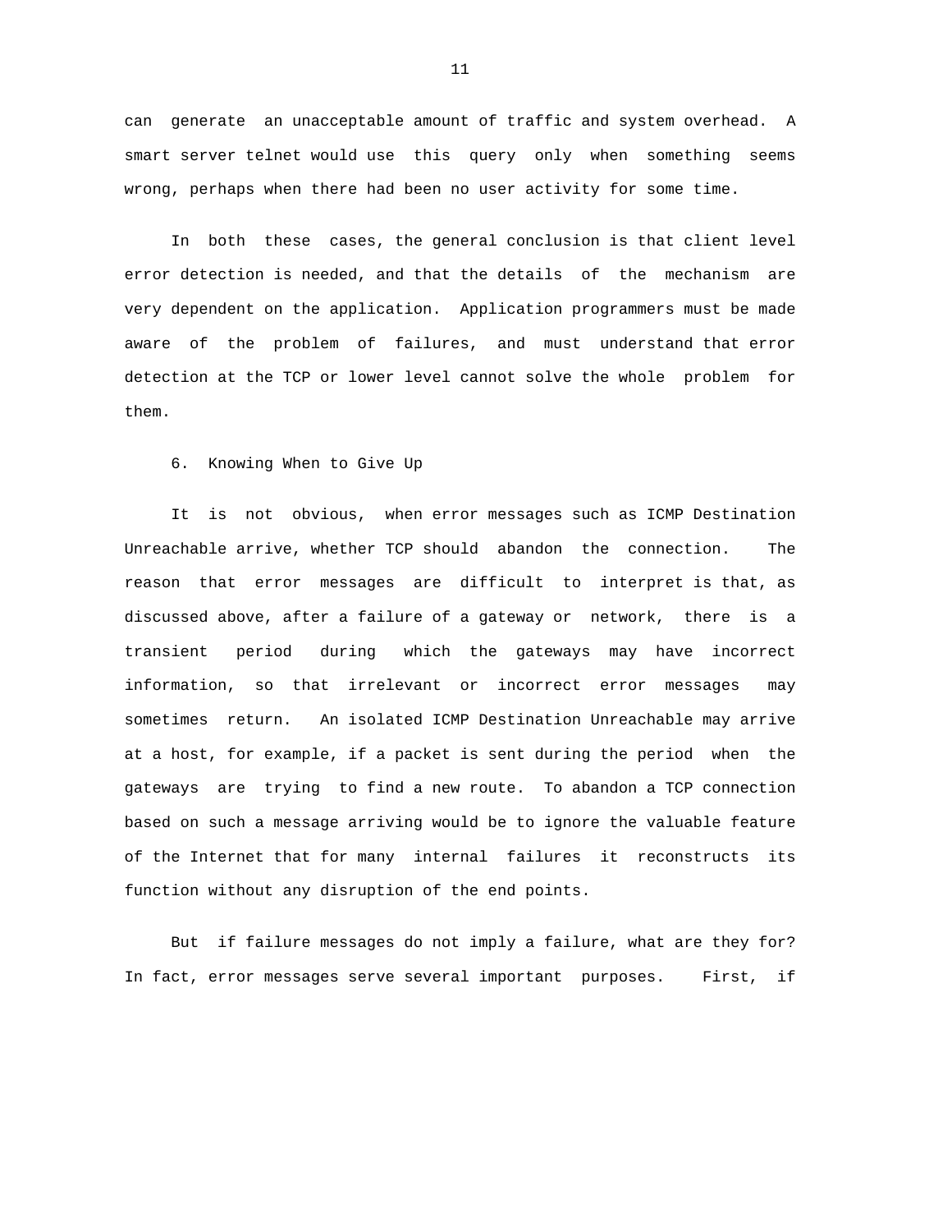can generate an unacceptable amount of traffic and system overhead. A smart server telnet would use this query only when something seems wrong, perhaps when there had been no user activity for some time.

In both these cases, the general conclusion is that client level error detection is needed, and that the details of the mechanism are very dependent on the application. Application programmers must be made aware of the problem of failures, and must understand that error detection at the TCP or lower level cannot solve the whole problem for them.

## 6. Knowing When to Give Up

It is not obvious, when error messages such as ICMP Destination Unreachable arrive, whether TCP should abandon the connection. The reason that error messages are difficult to interpret is that, as discussed above, after a failure of a gateway or network, there is a transient period during which the gateways may have incorrect information, so that irrelevant or incorrect error messages may sometimes return. An isolated ICMP Destination Unreachable may arrive at a host, for example, if a packet is sent during the period when the gateways are trying to find a new route. To abandon a TCP connection based on such a message arriving would be to ignore the valuable feature of the Internet that for many internal failures it reconstructs its function without any disruption of the end points.

But if failure messages do not imply a failure, what are they for? In fact, error messages serve several important purposes. First, if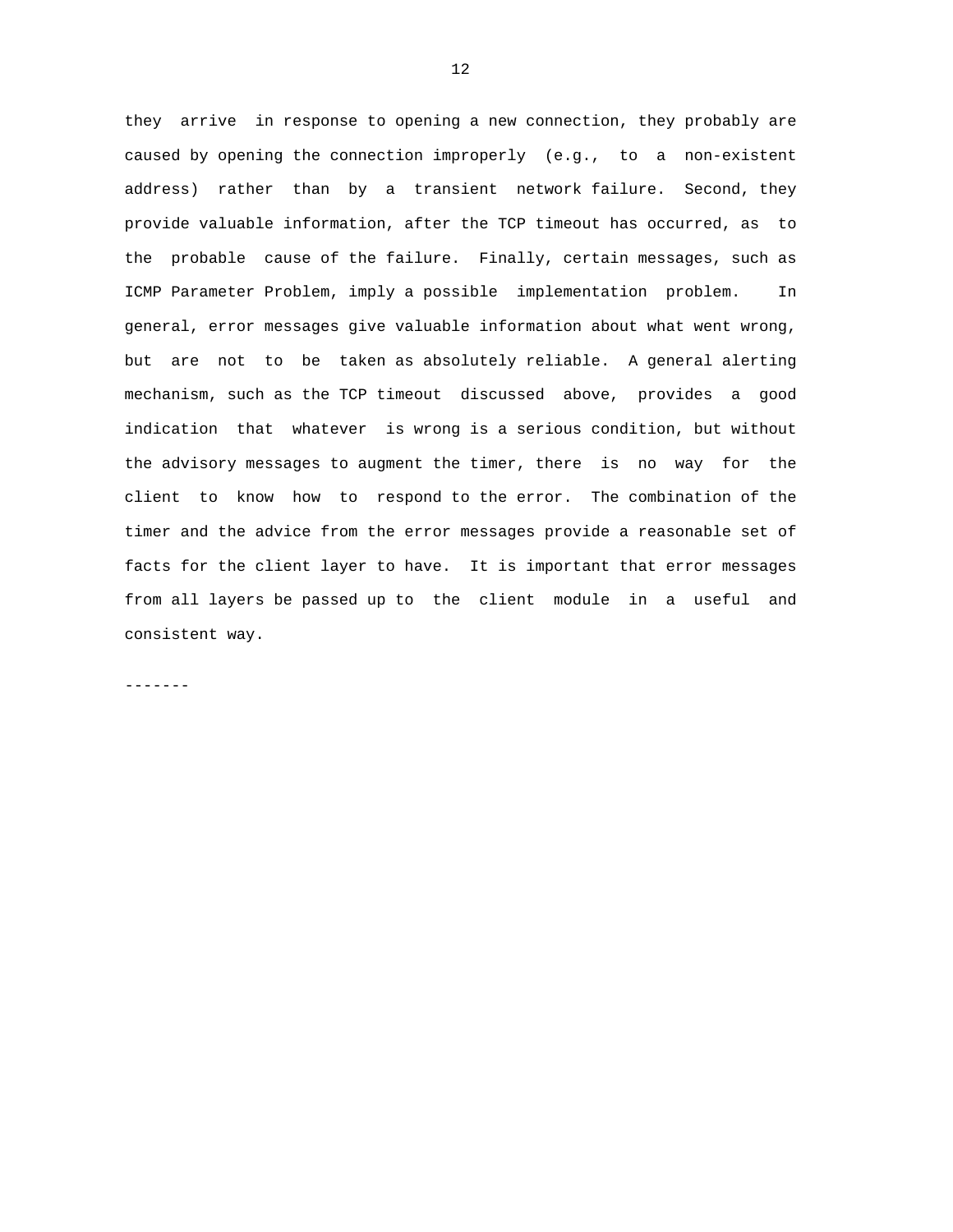they arrive in response to opening a new connection, they probably are caused by opening the connection improperly (e.g., to a non-existent address) rather than by a transient network failure. Second, they provide valuable information, after the TCP timeout has occurred, as to the probable cause of the failure. Finally, certain messages, such as ICMP Parameter Problem, imply a possible implementation problem. In general, error messages give valuable information about what went wrong, but are not to be taken as absolutely reliable. A general alerting mechanism, such as the TCP timeout discussed above, provides a good indication that whatever is wrong is a serious condition, but without the advisory messages to augment the timer, there is no way for the client to know how to respond to the error. The combination of the timer and the advice from the error messages provide a reasonable set of facts for the client layer to have. It is important that error messages from all layers be passed up to the client module in a useful and consistent way.

-------